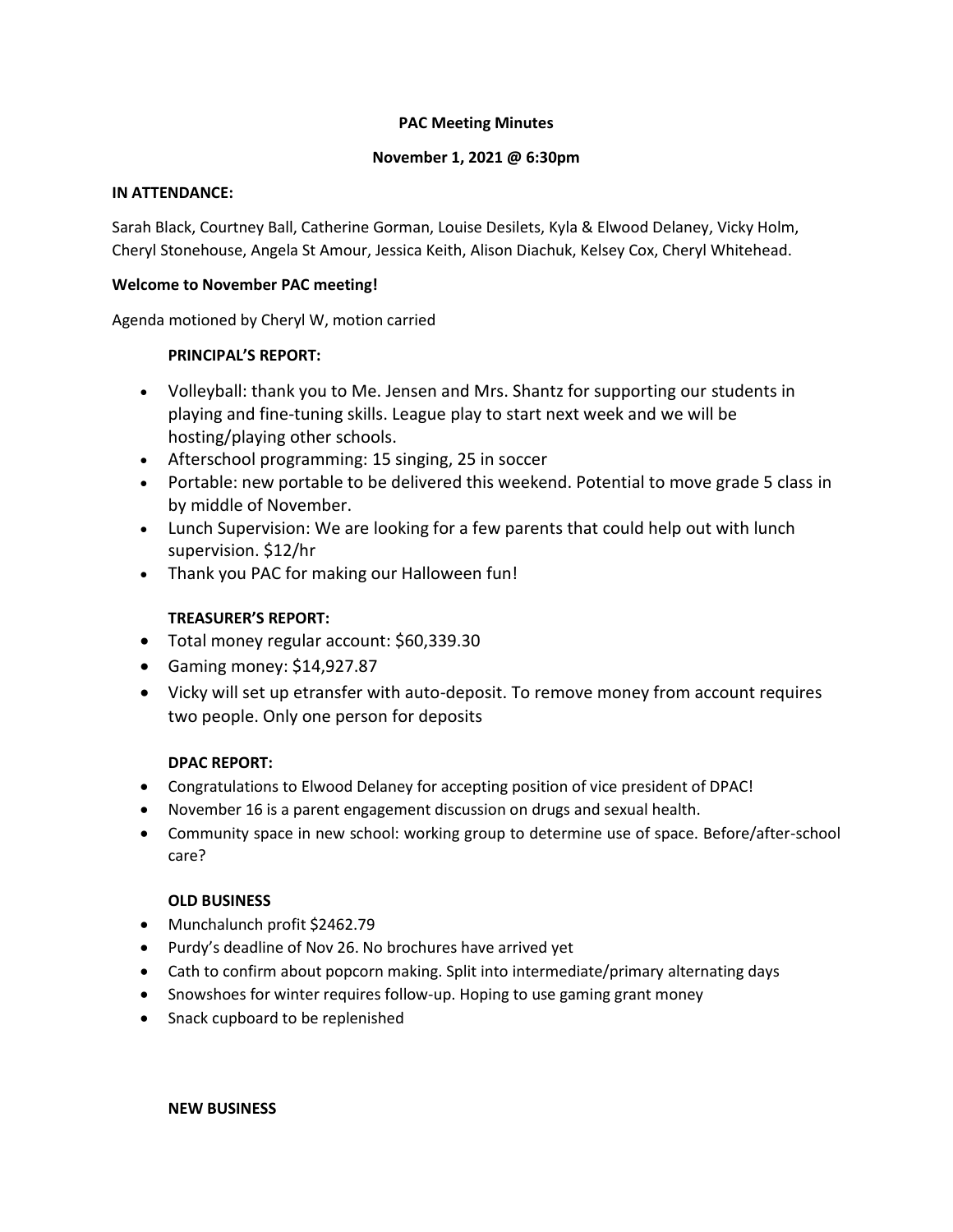**PAC Meeting Minutes**

**November 1, 2021 @ 6:30pm**

**IN ATTENDANCE:**

Sarah Black, Courtney Ball, Catherine Gorman, Louise Desilets, Kyla & Elwood Delaney, Vicky Holm, Cheryl Stonehouse, Angela St Amour, Jessica Keith, Alison Diachuk, Kelsey Cox, Cheryl Whitehead.

**Welcome to November PAC meeting!**

Agenda motioned by Cheryl W, motion carried

**PRINCIPAL'S REPORT:**

- Volleyball: thank you to Me. Jensen and Mrs. Shantz for supporting our students in playing and fine-tuning skills. League play to start next week and we will be hosting/playing other schools.
- Afterschool programming: 15 singing, 25 in soccer
- Portable: new portable to be delivered this weekend. Potential to move grade 5 class in by middle of November.
- Lunch Supervision: We are looking for a few parents that could help out with lunch supervision. $12/hr
- Thank you PAC for making our Halloween fun!

**TREASURER'S REPORT:**

- Total money regular account: $60,339.30
- Gaming money: $14,927.87
- Vicky will set up etransfer with auto-deposit. To remove money from account requires two people. Only one person for deposits

**DPAC REPORT:**

- Congratulations to Elwood Delaney for accepting position of vice president of DPAC!
- November 16 is a parent engagement discussion on drugs and sexual health.
- Community space in new school: working group to determine use of space. Before/after-school care?

**OLD BUSINESS**

- Munchalunch profit $2462.79
- Purdy's deadline of Nov 26. No brochures have arrived yet
- Cath to confirm about popcorn making. Split into intermediate/primary alternating days
- Snowshoes for winter requires follow-up. Hoping to use gaming grant money
- Snack cupboard to be replenished

**NEW BUSINESS**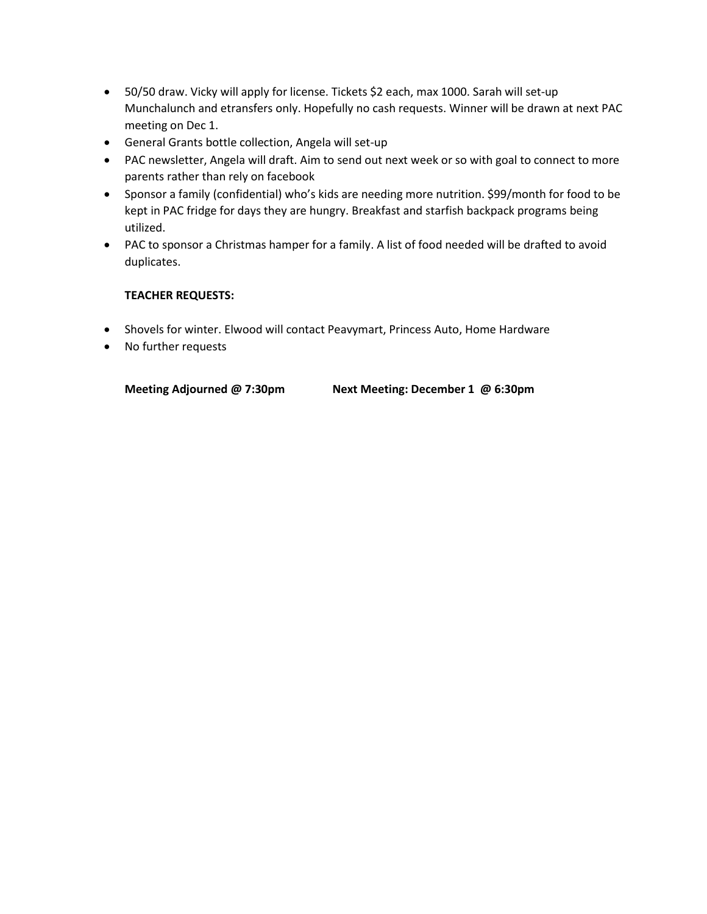- 50/50 draw. Vicky will apply for license. Tickets $2 each, max 1000. Sarah will set-up Munchalunch and etransfers only. Hopefully no cash requests. Winner will be drawn at next PAC meeting on Dec 1.
- General Grants bottle collection, Angela will set-up
- PAC newsletter, Angela will draft. Aim to send out next week or so with goal to connect to more parents rather than rely on facebook
- Sponsor a family (confidential) who's kids are needing more nutrition. $99/month for food to be kept in PAC fridge for days they are hungry. Breakfast and starfish backpack programs being utilized.
- PAC to sponsor a Christmas hamper for a family. A list of food needed will be drafted to avoid duplicates.

**TEACHER REQUESTS:**

- Shovels for winter. Elwood will contact Peavymart, Princess Auto, Home Hardware
- No further requests

**Meeting Adjourned @ 7:30pm** **Next Meeting: December 1 @ 6:30pm**